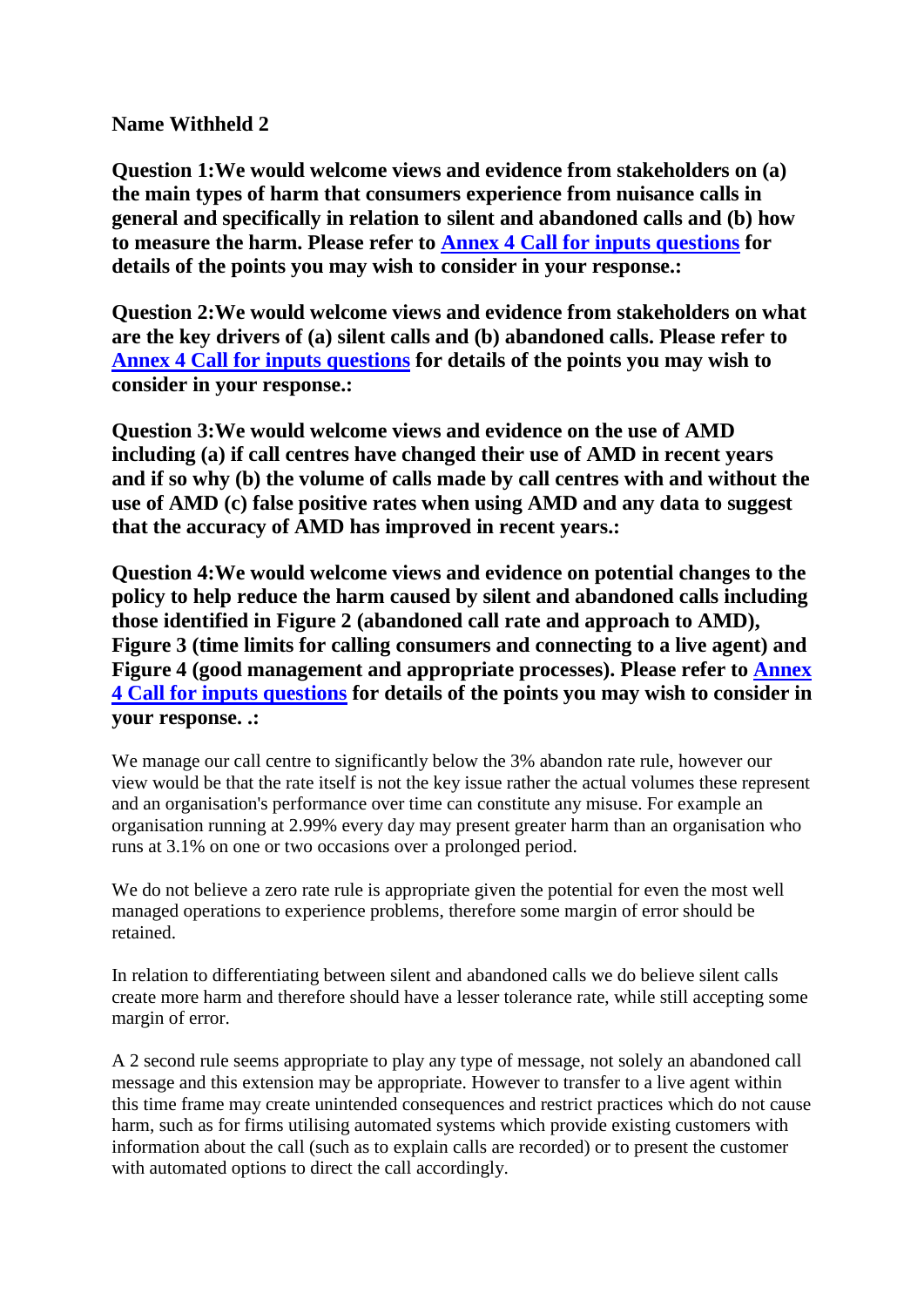**Name Withheld 2**

**Question 1:We would welcome views and evidence from stakeholders on (a) the main types of harm that consumers experience from nuisance calls in general and specifically in relation to silent and abandoned calls and (b) how to measure the harm. Please refer to [Annex 4 Call for inputs questions] for details of the points you may wish to consider in your response.:**

**Question 2:We would welcome views and evidence from stakeholders on what are the key drivers of (a) silent calls and (b) abandoned calls. Please refer to [Annex 4 Call for inputs questions] for details of the points you may wish to consider in your response.:**

**Question 3:We would welcome views and evidence on the use of AMD including (a) if call centres have changed their use of AMD in recent years and if so why (b) the volume of calls made by call centres with and without the use of AMD (c) false positive rates when using AMD and any data to suggest that the accuracy of AMD has improved in recent years.:**

**Question 4:We would welcome views and evidence on potential changes to the policy to help reduce the harm caused by silent and abandoned calls including those identified in Figure 2 (abandoned call rate and approach to AMD), Figure 3 (time limits for calling consumers and connecting to a live agent) and Figure 4 (good management and appropriate processes). Please refer to [Annex 4 Call for inputs questions] for details of the points you may wish to consider in your response. .:**

We manage our call centre to significantly below the 3% abandon rate rule, however our view would be that the rate itself is not the key issue rather the actual volumes these represent and an organisation's performance over time can constitute any misuse. For example an organisation running at 2.99% every day may present greater harm than an organisation who runs at 3.1% on one or two occasions over a prolonged period.

We do not believe a zero rate rule is appropriate given the potential for even the most well managed operations to experience problems, therefore some margin of error should be retained.

In relation to differentiating between silent and abandoned calls we do believe silent calls create more harm and therefore should have a lesser tolerance rate, while still accepting some margin of error.

A 2 second rule seems appropriate to play any type of message, not solely an abandoned call message and this extension may be appropriate. However to transfer to a live agent within this time frame may create unintended consequences and restrict practices which do not cause harm, such as for firms utilising automated systems which provide existing customers with information about the call (such as to explain calls are recorded) or to present the customer with automated options to direct the call accordingly.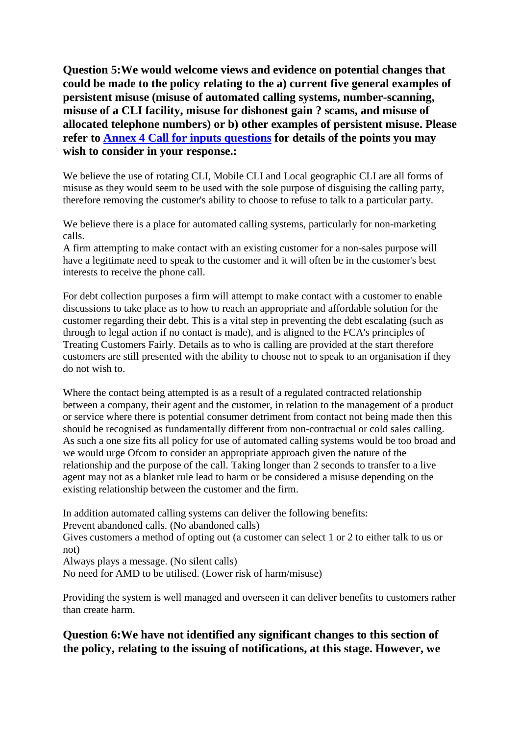**Question 5:We would welcome views and evidence on potential changes that could be made to the policy relating to the a) current five general examples of persistent misuse (misuse of automated calling systems, number-scanning, misuse of a CLI facility, misuse for dishonest gain ? scams, and misuse of allocated telephone numbers) or b) other examples of persistent misuse. Please refer to [Annex 4 Call for inputs questions] for details of the points you may wish to consider in your response.:**

We believe the use of rotating CLI, Mobile CLI and Local geographic CLI are all forms of misuse as they would seem to be used with the sole purpose of disguising the calling party, therefore removing the customer's ability to choose to refuse to talk to a particular party.

We believe there is a place for automated calling systems, particularly for non-marketing calls.
A firm attempting to make contact with an existing customer for a non-sales purpose will have a legitimate need to speak to the customer and it will often be in the customer's best interests to receive the phone call.

For debt collection purposes a firm will attempt to make contact with a customer to enable discussions to take place as to how to reach an appropriate and affordable solution for the customer regarding their debt. This is a vital step in preventing the debt escalating (such as through to legal action if no contact is made), and is aligned to the FCA's principles of Treating Customers Fairly. Details as to who is calling are provided at the start therefore customers are still presented with the ability to choose not to speak to an organisation if they do not wish to.

Where the contact being attempted is as a result of a regulated contracted relationship between a company, their agent and the customer, in relation to the management of a product or service where there is potential consumer detriment from contact not being made then this should be recognised as fundamentally different from non-contractual or cold sales calling. As such a one size fits all policy for automated calling systems would be too broad and we would urge Ofcom to consider an appropriate approach given the nature of the relationship and the purpose of the call. Taking longer than 2 seconds to transfer to a live agent may not as a blanket rule lead to harm or be considered a misuse depending on the existing relationship between the customer and the firm.

In addition automated calling systems can deliver the following benefits:
Prevent abandoned calls. (No abandoned calls)
Gives customers a method of opting out (a customer can select 1 or 2 to either talk to us or not)
Always plays a message. (No silent calls)
No need for AMD to be utilised. (Lower risk of harm/misuse)

Providing the system is well managed and overseen it can deliver benefits to customers rather than create harm.

**Question 6:We have not identified any significant changes to this section of the policy, relating to the issuing of notifications, at this stage. However, we**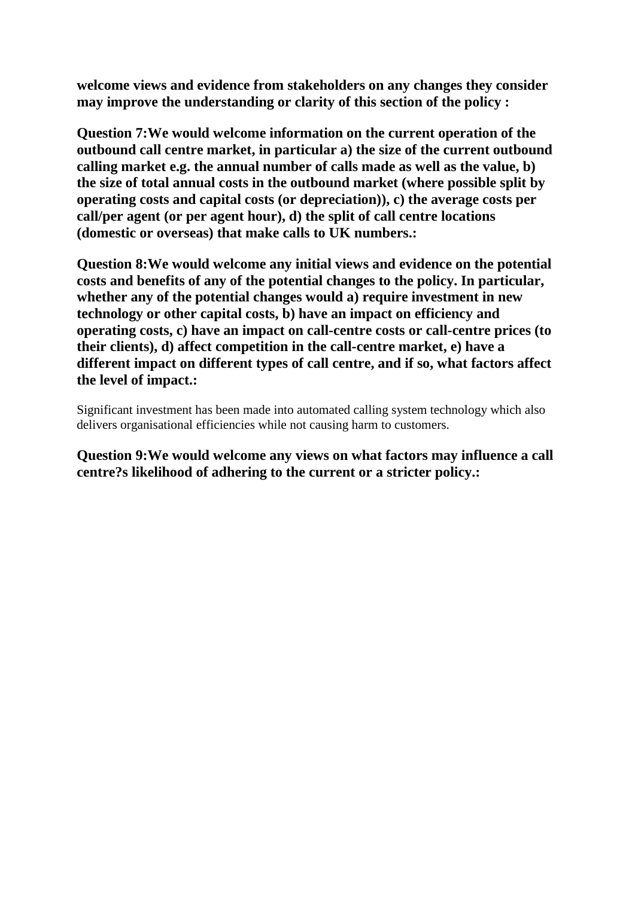**welcome views and evidence from stakeholders on any changes they consider may improve the understanding or clarity of this section of the policy :**

**Question 7:We would welcome information on the current operation of the outbound call centre market, in particular a) the size of the current outbound calling market e.g. the annual number of calls made as well as the value, b) the size of total annual costs in the outbound market (where possible split by operating costs and capital costs (or depreciation)), c) the average costs per call/per agent (or per agent hour), d) the split of call centre locations (domestic or overseas) that make calls to UK numbers.:**

**Question 8:We would welcome any initial views and evidence on the potential costs and benefits of any of the potential changes to the policy. In particular, whether any of the potential changes would a) require investment in new technology or other capital costs, b) have an impact on efficiency and operating costs, c) have an impact on call-centre costs or call-centre prices (to their clients), d) affect competition in the call-centre market, e) have a different impact on different types of call centre, and if so, what factors affect the level of impact.:**

Significant investment has been made into automated calling system technology which also delivers organisational efficiencies while not causing harm to customers.

**Question 9:We would welcome any views on what factors may influence a call centre?s likelihood of adhering to the current or a stricter policy.:**